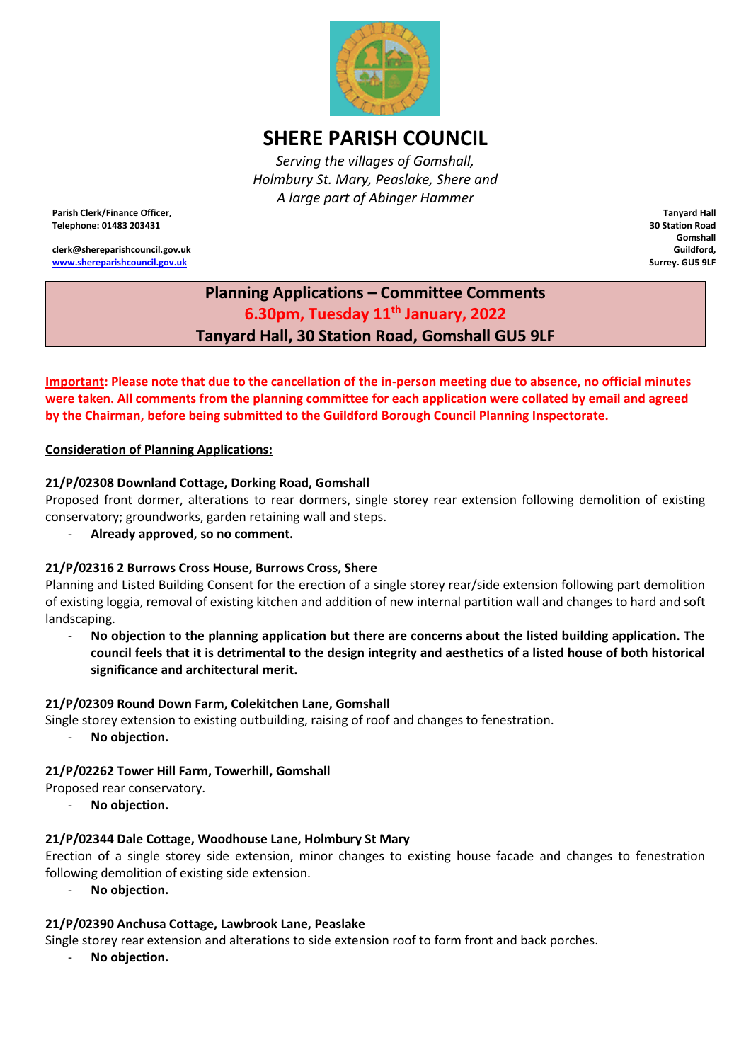# SHERE PARISH COUNCIL

*Serving the villages of Gomshall, Holmbury St. Mary, Peaslake, Shere and A large part of Abinger Hammer*

**Parish Clerk/Finance Officer,**
**Telephone: 01483 203431**

**clerk@shereparishcouncil.gov.uk**
**www.shereparishcouncil.gov.uk**

**Tanyard Hall**
**30 Station Road**
**Gomshall**
**Guildford,**
**Surrey. GU5 9LF**

## Planning Applications – Committee Comments
## 6.30pm, Tuesday 11th January, 2022
## Tanyard Hall, 30 Station Road, Gomshall GU5 9LF

**Important: Please note that due to the cancellation of the in-person meeting due to absence, no official minutes were taken. All comments from the planning committee for each application were collated by email and agreed by the Chairman, before being submitted to the Guildford Borough Council Planning Inspectorate.**

**Consideration of Planning Applications:**

**21/P/02308 Downland Cottage, Dorking Road, Gomshall**
Proposed front dormer, alterations to rear dormers, single storey rear extension following demolition of existing conservatory; groundworks, garden retaining wall and steps.

- **Already approved, so no comment.**

**21/P/02316 2 Burrows Cross House, Burrows Cross, Shere**
Planning and Listed Building Consent for the erection of a single storey rear/side extension following part demolition of existing loggia, removal of existing kitchen and addition of new internal partition wall and changes to hard and soft landscaping.

- **No objection to the planning application but there are concerns about the listed building application. The council feels that it is detrimental to the design integrity and aesthetics of a listed house of both historical significance and architectural merit.**

**21/P/02309 Round Down Farm, Colekitchen Lane, Gomshall**
Single storey extension to existing outbuilding, raising of roof and changes to fenestration.

- **No objection.**

**21/P/02262 Tower Hill Farm, Towerhill, Gomshall**
Proposed rear conservatory.

- **No objection.**

**21/P/02344 Dale Cottage, Woodhouse Lane, Holmbury St Mary**
Erection of a single storey side extension, minor changes to existing house facade and changes to fenestration following demolition of existing side extension.

- **No objection.**

**21/P/02390 Anchusa Cottage, Lawbrook Lane, Peaslake**
Single storey rear extension and alterations to side extension roof to form front and back porches.

- **No objection.**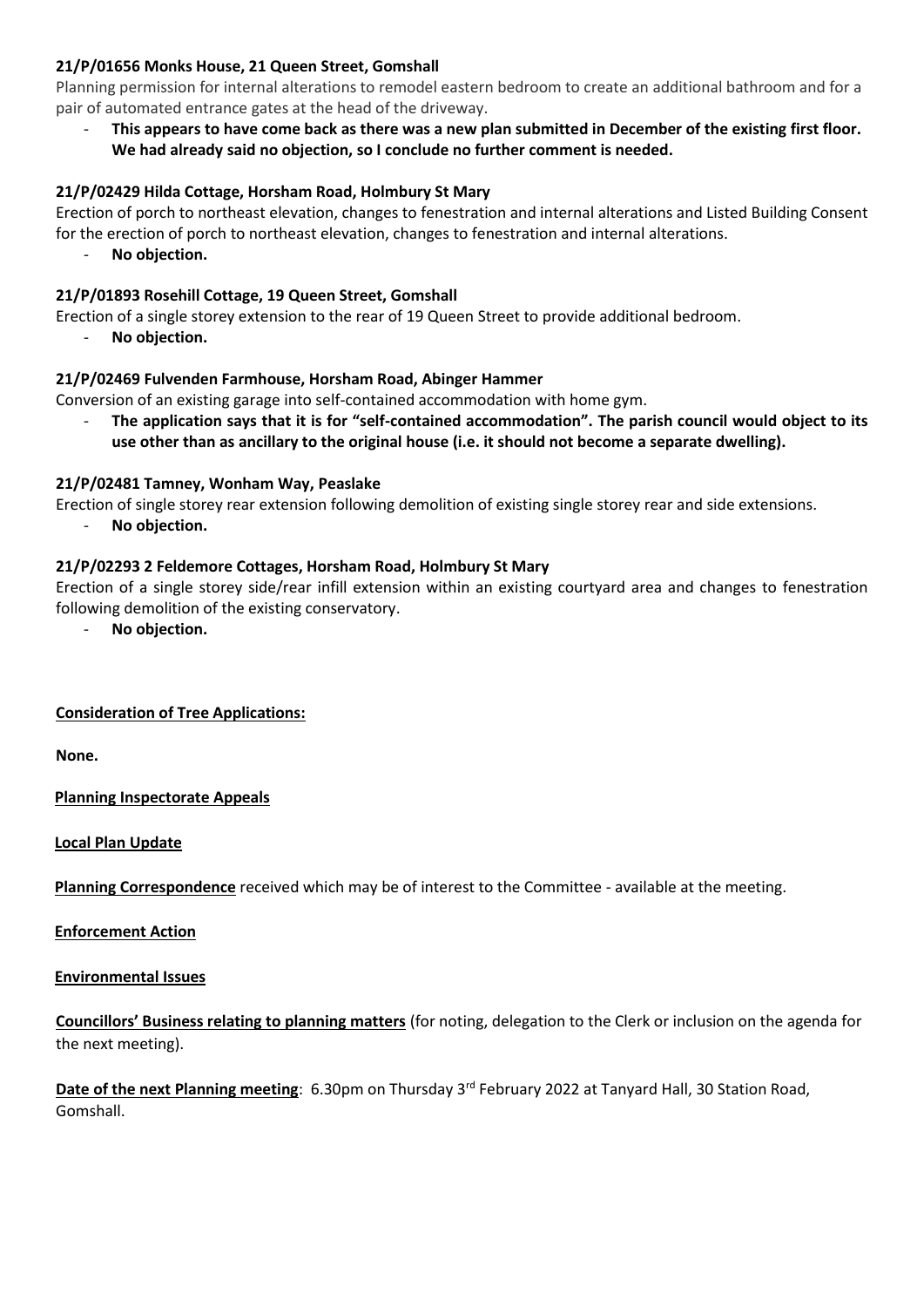**21/P/01656 Monks House, 21 Queen Street, Gomshall**

Planning permission for internal alterations to remodel eastern bedroom to create an additional bathroom and for a pair of automated entrance gates at the head of the driveway.

- **This appears to have come back as there was a new plan submitted in December of the existing first floor. We had already said no objection, so I conclude no further comment is needed.**

**21/P/02429 Hilda Cottage, Horsham Road, Holmbury St Mary**

Erection of porch to northeast elevation, changes to fenestration and internal alterations and Listed Building Consent for the erection of porch to northeast elevation, changes to fenestration and internal alterations.

- **No objection.**

**21/P/01893 Rosehill Cottage, 19 Queen Street, Gomshall**

Erection of a single storey extension to the rear of 19 Queen Street to provide additional bedroom.

- **No objection.**

**21/P/02469 Fulvenden Farmhouse, Horsham Road, Abinger Hammer**

Conversion of an existing garage into self-contained accommodation with home gym.

- **The application says that it is for "self-contained accommodation". The parish council would object to its use other than as ancillary to the original house (i.e. it should not become a separate dwelling).**

**21/P/02481 Tamney, Wonham Way, Peaslake**

Erection of single storey rear extension following demolition of existing single storey rear and side extensions.

- **No objection.**

**21/P/02293 2 Feldemore Cottages, Horsham Road, Holmbury St Mary**

Erection of a single storey side/rear infill extension within an existing courtyard area and changes to fenestration following demolition of the existing conservatory.

- **No objection.**

**Consideration of Tree Applications:**

**None.**

**Planning Inspectorate Appeals**

**Local Plan Update**

**Planning Correspondence** received which may be of interest to the Committee - available at the meeting.

**Enforcement Action**

**Environmental Issues**

**Councillors' Business relating to planning matters** (for noting, delegation to the Clerk or inclusion on the agenda for the next meeting).

**Date of the next Planning meeting**: 6.30pm on Thursday 3rd February 2022 at Tanyard Hall, 30 Station Road, Gomshall.